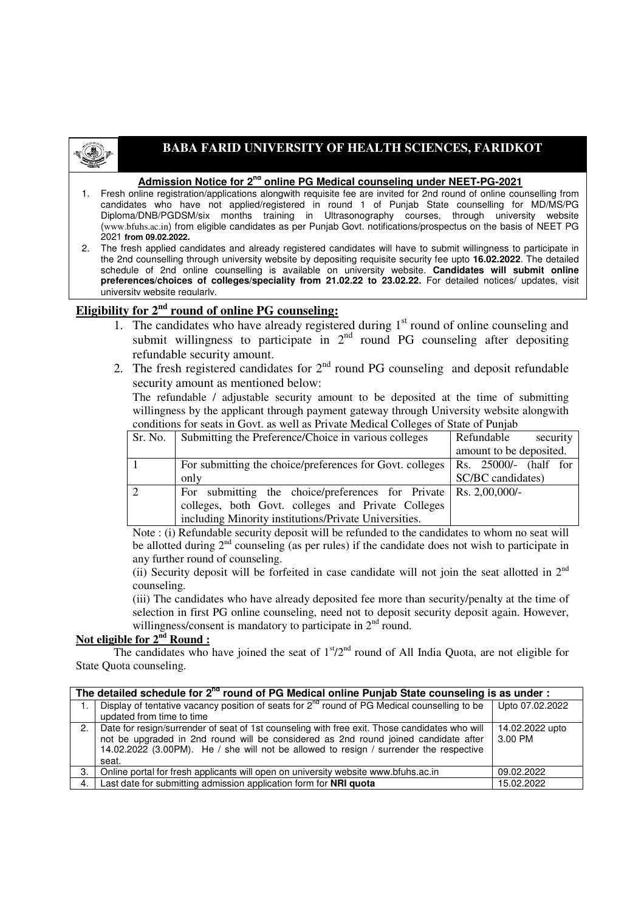# BABA FARID UNIVERSITY OF HEALTH SCIENCES, FARIDKOT

**Admission Notice for 2nd online PG Medical counseling under NEET-PG-2021**

1. Fresh online registration/applications alongwith requisite fee are invited for 2nd round of online counselling from candidates who have not applied/registered in round 1 of Punjab State counselling for MD/MS/PG Diploma/DNB/PGDSM/six months training in Ultrasonography courses, through university website (www.bfuhs.ac.in) from eligible candidates as per Punjab Govt. notifications/prospectus on the basis of NEET PG 2021 **from 09.02.2022.**
2. The fresh applied candidates and already registered candidates will have to submit willingness to participate in the 2nd counselling through university website by depositing requisite security fee upto **16.02.2022**. The detailed schedule of 2nd online counselling is available on university website. **Candidates will submit online preferences/choices of colleges/speciality from 21.02.22 to 23.02.22.** For detailed notices/ updates, visit university website regularly.

## Eligibility for 2nd round of online PG counseling:

1. The candidates who have already registered during 1st round of online counseling and submit willingness to participate in 2nd round PG counseling after depositing refundable security amount.
2. The fresh registered candidates for 2nd round PG counseling and deposit refundable security amount as mentioned below:

   The refundable / adjustable security amount to be deposited at the time of submitting willingness by the applicant through payment gateway through University website alongwith conditions for seats in Govt. as well as Private Medical Colleges of State of Punjab

| Sr. No. | Submitting the Preference/Choice in various colleges | Refundable security amount to be deposited. |
|---|---|---|
| 1 | For submitting the choice/preferences for Govt. colleges only | Rs. 25000/- (half for SC/BC candidates) |
| 2 | For submitting the choice/preferences for Private colleges, both Govt. colleges and Private Colleges including Minority institutions/Private Universities. | Rs. 2,00,000/- |

Note : (i) Refundable security deposit will be refunded to the candidates to whom no seat will be allotted during 2nd counseling (as per rules) if the candidate does not wish to participate in any further round of counseling.

(ii) Security deposit will be forfeited in case candidate will not join the seat allotted in 2nd counseling.

(iii) The candidates who have already deposited fee more than security/penalty at the time of selection in first PG online counseling, need not to deposit security deposit again. However, willingness/consent is mandatory to participate in 2nd round.

## Not eligible for 2nd Round :

The candidates who have joined the seat of 1st/2nd round of All India Quota, are not eligible for State Quota counseling.

| The detailed schedule for 2nd round of PG Medical online Punjab State counseling is as under : | | |
|---|---|---|
| 1. | Display of tentative vacancy position of seats for 2nd round of PG Medical counselling to be updated from time to time | Upto 07.02.2022 |
| 2. | Date for resign/surrender of seat of 1st counseling with free exit. Those candidates who will not be upgraded in 2nd round will be considered as 2nd round joined candidate after 14.02.2022 (3.00PM). He / she will not be allowed to resign / surrender the respective seat. | 14.02.2022 upto 3.00 PM |
| 3. | Online portal for fresh applicants will open on university website www.bfuhs.ac.in | 09.02.2022 |
| 4. | Last date for submitting admission application form for **NRI quota** | 15.02.2022 |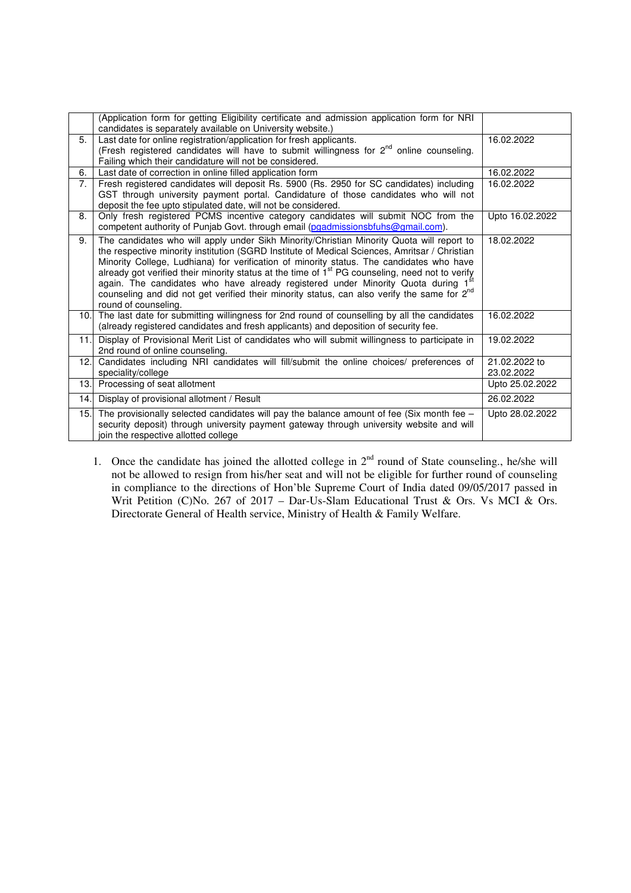| | | |
|---|---|---|
| | (Application form for getting Eligibility certificate and admission application form for NRI candidates is separately available on University website.) | |
| 5. | Last date for online registration/application for fresh applicants. (Fresh registered candidates will have to submit willingness for 2nd online counseling. Failing which their candidature will not be considered. | 16.02.2022 |
| 6. | Last date of correction in online filled application form | 16.02.2022 |
| 7. | Fresh registered candidates will deposit Rs. 5900 (Rs. 2950 for SC candidates) including GST through university payment portal. Candidature of those candidates who will not deposit the fee upto stipulated date, will not be considered. | 16.02.2022 |
| 8. | Only fresh registered PCMS incentive category candidates will submit NOC from the competent authority of Punjab Govt. through email (pgadmissionsbfuhs@gmail.com). | Upto 16.02.2022 |
| 9. | The candidates who will apply under Sikh Minority/Christian Minority Quota will report to the respective minority institution (SGRD Institute of Medical Sciences, Amritsar / Christian Minority College, Ludhiana) for verification of minority status. The candidates who have already got verified their minority status at the time of 1st PG counseling, need not to verify again. The candidates who have already registered under Minority Quota during 1st counseling and did not get verified their minority status, can also verify the same for 2nd round of counseling. | 18.02.2022 |
| 10. | The last date for submitting willingness for 2nd round of counselling by all the candidates (already registered candidates and fresh applicants) and deposition of security fee. | 16.02.2022 |
| 11. | Display of Provisional Merit List of candidates who will submit willingness to participate in 2nd round of online counseling. | 19.02.2022 |
| 12. | Candidates including NRI candidates will fill/submit the online choices/ preferences of speciality/college | 21.02.2022 to 23.02.2022 |
| 13. | Processing of seat allotment | Upto 25.02.2022 |
| 14. | Display of provisional allotment / Result | 26.02.2022 |
| 15. | The provisionally selected candidates will pay the balance amount of fee (Six month fee – security deposit) through university payment gateway through university website and will join the respective allotted college | Upto 28.02.2022 |

1. Once the candidate has joined the allotted college in 2nd round of State counseling., he/she will not be allowed to resign from his/her seat and will not be eligible for further round of counseling in compliance to the directions of Hon'ble Supreme Court of India dated 09/05/2017 passed in Writ Petition (C)No. 267 of 2017 – Dar-Us-Slam Educational Trust & Ors. Vs MCI & Ors. Directorate General of Health service, Ministry of Health & Family Welfare.